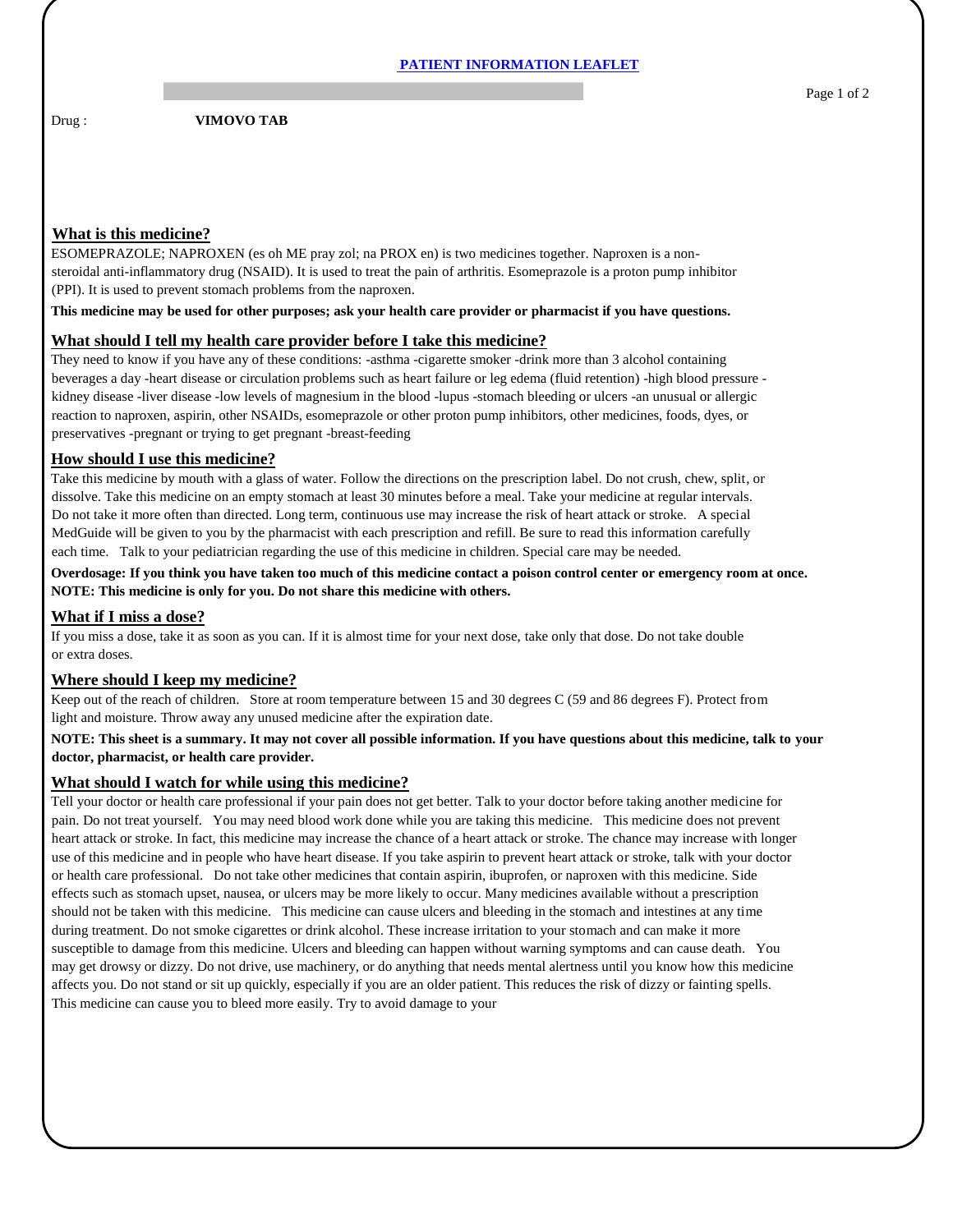# PATIENT INFORMATION LEAFLET

Drug : **VIMOVO TAB**

## What is this medicine?

ESOMEPRAZOLE; NAPROXEN (es oh ME pray zol; na PROX en) is two medicines together. Naproxen is a non-steroidal anti-inflammatory drug (NSAID). It is used to treat the pain of arthritis. Esomeprazole is a proton pump inhibitor (PPI). It is used to prevent stomach problems from the naproxen.

**This medicine may be used for other purposes; ask your health care provider or pharmacist if you have questions.**

## What should I tell my health care provider before I take this medicine?

They need to know if you have any of these conditions: -asthma -cigarette smoker -drink more than 3 alcohol containing beverages a day -heart disease or circulation problems such as heart failure or leg edema (fluid retention) -high blood pressure -kidney disease -liver disease -low levels of magnesium in the blood -lupus -stomach bleeding or ulcers -an unusual or allergic reaction to naproxen, aspirin, other NSAIDs, esomeprazole or other proton pump inhibitors, other medicines, foods, dyes, or preservatives -pregnant or trying to get pregnant -breast-feeding

## How should I use this medicine?

Take this medicine by mouth with a glass of water. Follow the directions on the prescription label. Do not crush, chew, split, or dissolve. Take this medicine on an empty stomach at least 30 minutes before a meal. Take your medicine at regular intervals. Do not take it more often than directed. Long term, continuous use may increase the risk of heart attack or stroke. A special MedGuide will be given to you by the pharmacist with each prescription and refill. Be sure to read this information carefully each time. Talk to your pediatrician regarding the use of this medicine in children. Special care may be needed.

**Overdosage: If you think you have taken too much of this medicine contact a poison control center or emergency room at once.**
**NOTE: This medicine is only for you. Do not share this medicine with others.**

## What if I miss a dose?

If you miss a dose, take it as soon as you can. If it is almost time for your next dose, take only that dose. Do not take double or extra doses.

## Where should I keep my medicine?

Keep out of the reach of children. Store at room temperature between 15 and 30 degrees C (59 and 86 degrees F). Protect from light and moisture. Throw away any unused medicine after the expiration date.

**NOTE: This sheet is a summary. It may not cover all possible information. If you have questions about this medicine, talk to your doctor, pharmacist, or health care provider.**

## What should I watch for while using this medicine?

Tell your doctor or health care professional if your pain does not get better. Talk to your doctor before taking another medicine for pain. Do not treat yourself. You may need blood work done while you are taking this medicine. This medicine does not prevent heart attack or stroke. In fact, this medicine may increase the chance of a heart attack or stroke. The chance may increase with longer use of this medicine and in people who have heart disease. If you take aspirin to prevent heart attack or stroke, talk with your doctor or health care professional. Do not take other medicines that contain aspirin, ibuprofen, or naproxen with this medicine. Side effects such as stomach upset, nausea, or ulcers may be more likely to occur. Many medicines available without a prescription should not be taken with this medicine. This medicine can cause ulcers and bleeding in the stomach and intestines at any time during treatment. Do not smoke cigarettes or drink alcohol. These increase irritation to your stomach and can make it more susceptible to damage from this medicine. Ulcers and bleeding can happen without warning symptoms and can cause death. You may get drowsy or dizzy. Do not drive, use machinery, or do anything that needs mental alertness until you know how this medicine affects you. Do not stand or sit up quickly, especially if you are an older patient. This reduces the risk of dizzy or fainting spells. This medicine can cause you to bleed more easily. Try to avoid damage to your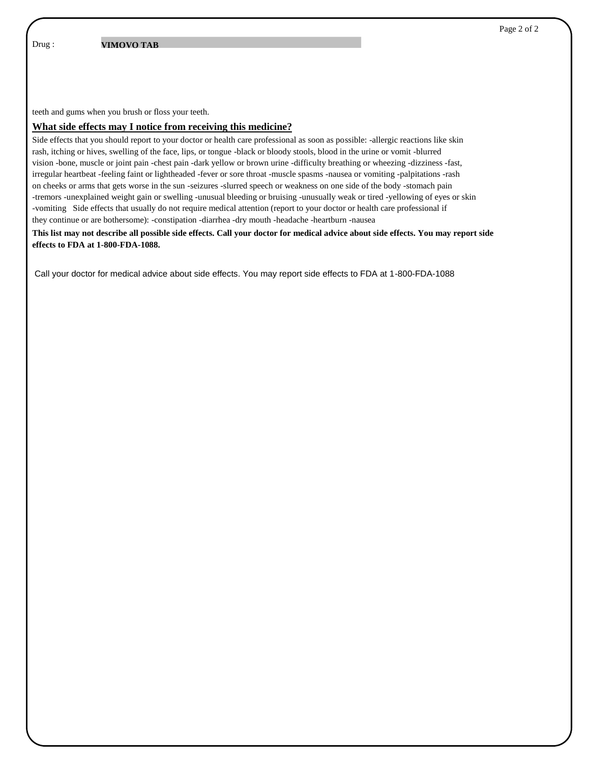Drug : **VIMOVO TAB**

teeth and gums when you brush or floss your teeth.

## What side effects may I notice from receiving this medicine?

Side effects that you should report to your doctor or health care professional as soon as possible: -allergic reactions like skin rash, itching or hives, swelling of the face, lips, or tongue -black or bloody stools, blood in the urine or vomit -blurred vision -bone, muscle or joint pain -chest pain -dark yellow or brown urine -difficulty breathing or wheezing -dizziness -fast, irregular heartbeat -feeling faint or lightheaded -fever or sore throat -muscle spasms -nausea or vomiting -palpitations -rash on cheeks or arms that gets worse in the sun -seizures -slurred speech or weakness on one side of the body -stomach pain -tremors -unexplained weight gain or swelling -unusual bleeding or bruising -unusually weak or tired -yellowing of eyes or skin -vomiting Side effects that usually do not require medical attention (report to your doctor or health care professional if they continue or are bothersome): -constipation -diarrhea -dry mouth -headache -heartburn -nausea

**This list may not describe all possible side effects. Call your doctor for medical advice about side effects. You may report side effects to FDA at 1-800-FDA-1088.**

Call your doctor for medical advice about side effects. You may report side effects to FDA at 1-800-FDA-1088